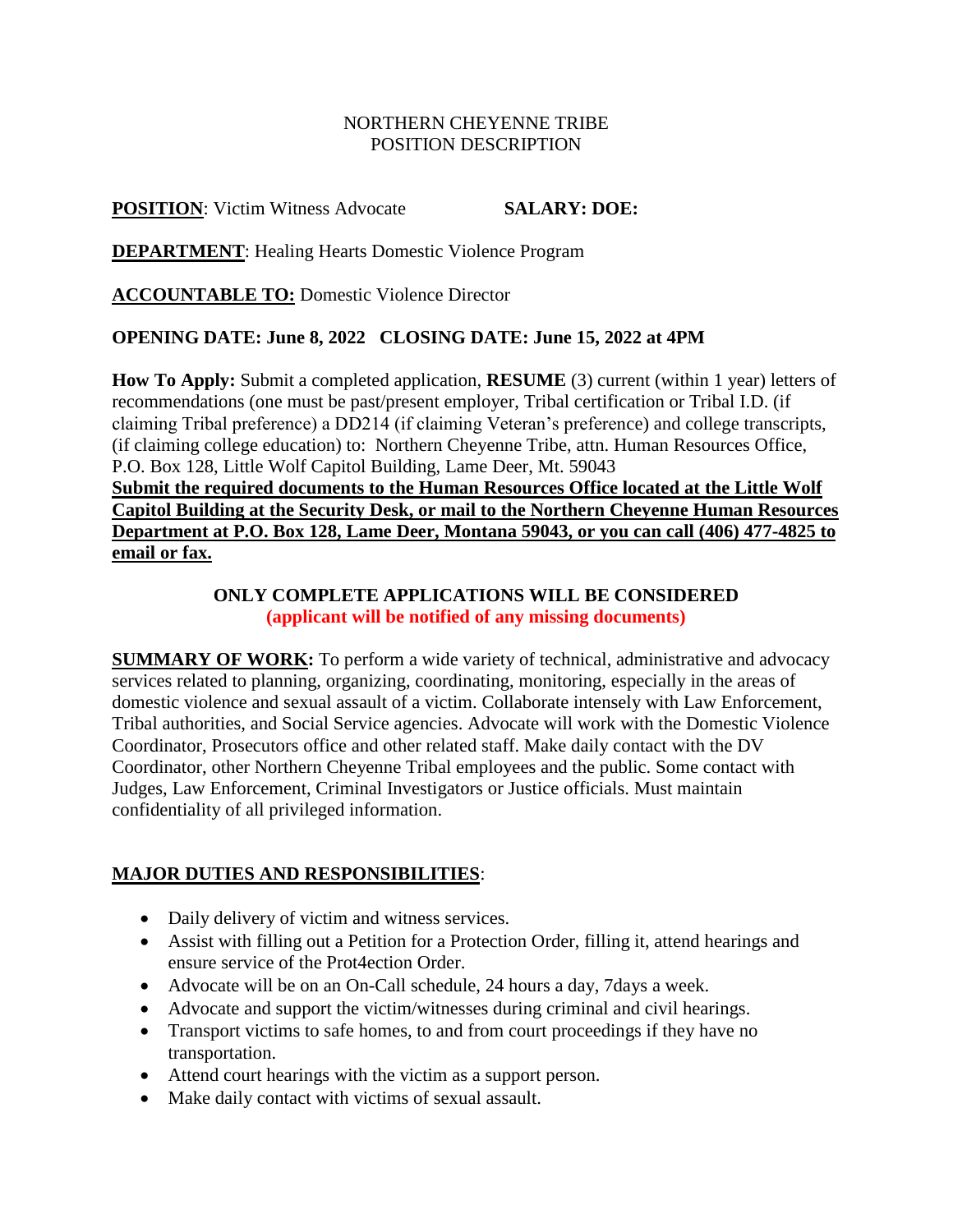NORTHERN CHEYENNE TRIBE
POSITION DESCRIPTION

**POSITION**: Victim Witness Advocate **SALARY: DOE:**

**DEPARTMENT**: Healing Hearts Domestic Violence Program

**ACCOUNTABLE TO:** Domestic Violence Director

**OPENING DATE: June 8, 2022 CLOSING DATE: June 15, 2022 at 4PM**

**How To Apply:** Submit a completed application, **RESUME** (3) current (within 1 year) letters of recommendations (one must be past/present employer, Tribal certification or Tribal I.D. (if claiming Tribal preference) a DD214 (if claiming Veteran's preference) and college transcripts, (if claiming college education) to: Northern Cheyenne Tribe, attn. Human Resources Office, P.O. Box 128, Little Wolf Capitol Building, Lame Deer, Mt. 59043
**Submit the required documents to the Human Resources Office located at the Little Wolf Capitol Building at the Security Desk, or mail to the Northern Cheyenne Human Resources Department at P.O. Box 128, Lame Deer, Montana 59043, or you can call (406) 477-4825 to email or fax.**

**ONLY COMPLETE APPLICATIONS WILL BE CONSIDERED**
**(applicant will be notified of any missing documents)**

**SUMMARY OF WORK:** To perform a wide variety of technical, administrative and advocacy services related to planning, organizing, coordinating, monitoring, especially in the areas of domestic violence and sexual assault of a victim. Collaborate intensely with Law Enforcement, Tribal authorities, and Social Service agencies. Advocate will work with the Domestic Violence Coordinator, Prosecutors office and other related staff. Make daily contact with the DV Coordinator, other Northern Cheyenne Tribal employees and the public. Some contact with Judges, Law Enforcement, Criminal Investigators or Justice officials. Must maintain confidentiality of all privileged information.

**MAJOR DUTIES AND RESPONSIBILITIES**:

- Daily delivery of victim and witness services.
- Assist with filling out a Petition for a Protection Order, filling it, attend hearings and ensure service of the Prot4ection Order.
- Advocate will be on an On-Call schedule, 24 hours a day, 7days a week.
- Advocate and support the victim/witnesses during criminal and civil hearings.
- Transport victims to safe homes, to and from court proceedings if they have no transportation.
- Attend court hearings with the victim as a support person.
- Make daily contact with victims of sexual assault.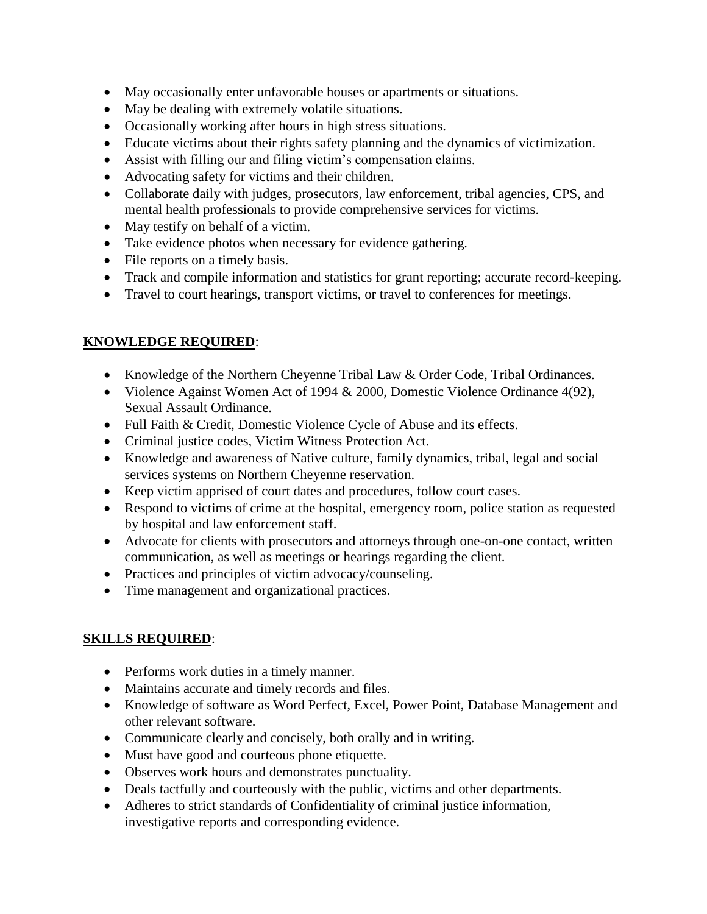- May occasionally enter unfavorable houses or apartments or situations.
- May be dealing with extremely volatile situations.
- Occasionally working after hours in high stress situations.
- Educate victims about their rights safety planning and the dynamics of victimization.
- Assist with filling our and filing victim's compensation claims.
- Advocating safety for victims and their children.
- Collaborate daily with judges, prosecutors, law enforcement, tribal agencies, CPS, and mental health professionals to provide comprehensive services for victims.
- May testify on behalf of a victim.
- Take evidence photos when necessary for evidence gathering.
- File reports on a timely basis.
- Track and compile information and statistics for grant reporting; accurate record-keeping.
- Travel to court hearings, transport victims, or travel to conferences for meetings.

**<u>KNOWLEDGE REQUIRED</u>**:

- Knowledge of the Northern Cheyenne Tribal Law & Order Code, Tribal Ordinances.
- Violence Against Women Act of 1994 & 2000, Domestic Violence Ordinance 4(92), Sexual Assault Ordinance.
- Full Faith & Credit, Domestic Violence Cycle of Abuse and its effects.
- Criminal justice codes, Victim Witness Protection Act.
- Knowledge and awareness of Native culture, family dynamics, tribal, legal and social services systems on Northern Cheyenne reservation.
- Keep victim apprised of court dates and procedures, follow court cases.
- Respond to victims of crime at the hospital, emergency room, police station as requested by hospital and law enforcement staff.
- Advocate for clients with prosecutors and attorneys through one-on-one contact, written communication, as well as meetings or hearings regarding the client.
- Practices and principles of victim advocacy/counseling.
- Time management and organizational practices.

**<u>SKILLS REQUIRED</u>**:

- Performs work duties in a timely manner.
- Maintains accurate and timely records and files.
- Knowledge of software as Word Perfect, Excel, Power Point, Database Management and other relevant software.
- Communicate clearly and concisely, both orally and in writing.
- Must have good and courteous phone etiquette.
- Observes work hours and demonstrates punctuality.
- Deals tactfully and courteously with the public, victims and other departments.
- Adheres to strict standards of Confidentiality of criminal justice information, investigative reports and corresponding evidence.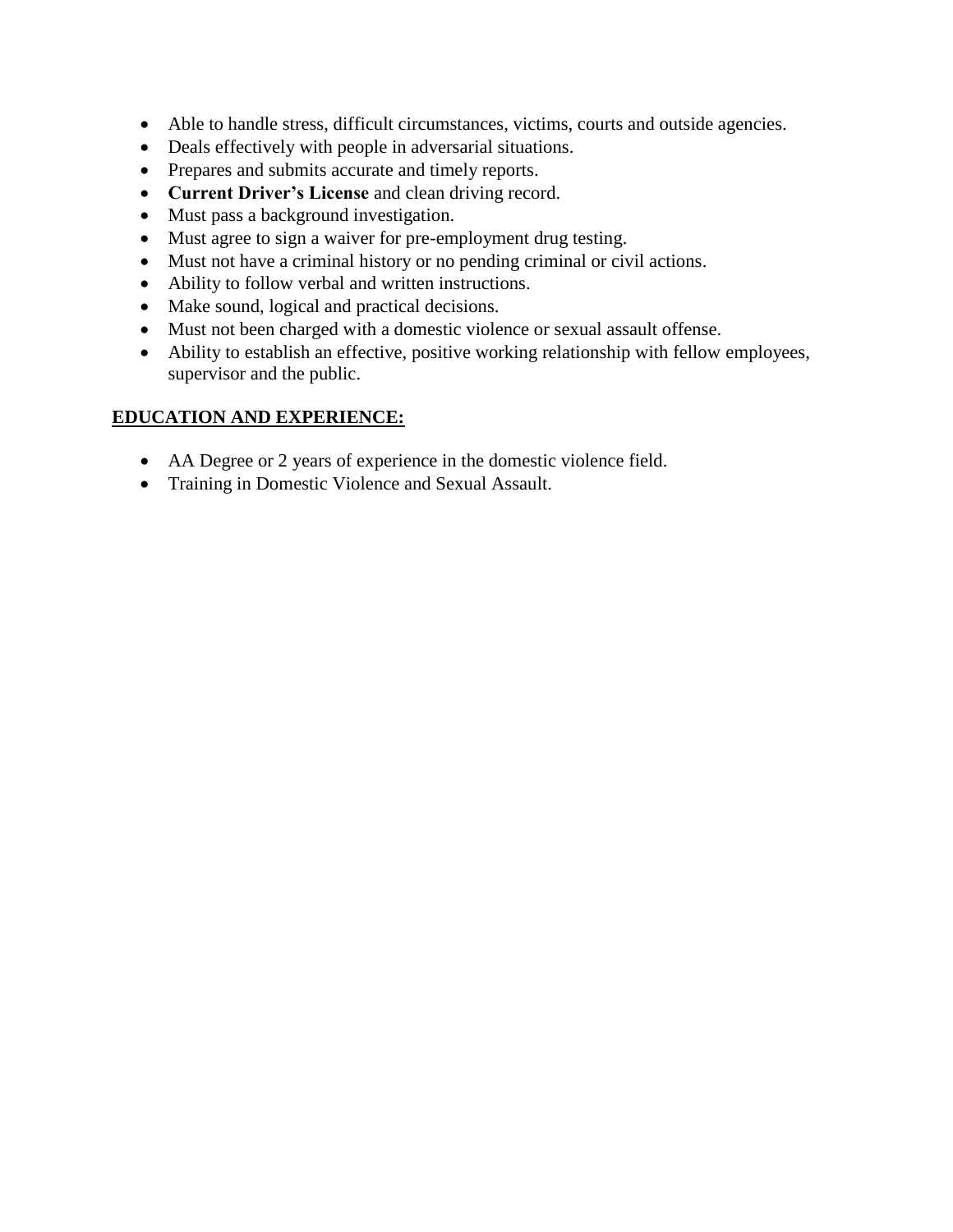- Able to handle stress, difficult circumstances, victims, courts and outside agencies.
- Deals effectively with people in adversarial situations.
- Prepares and submits accurate and timely reports.
- **Current Driver's License** and clean driving record.
- Must pass a background investigation.
- Must agree to sign a waiver for pre-employment drug testing.
- Must not have a criminal history or no pending criminal or civil actions.
- Ability to follow verbal and written instructions.
- Make sound, logical and practical decisions.
- Must not been charged with a domestic violence or sexual assault offense.
- Ability to establish an effective, positive working relationship with fellow employees, supervisor and the public.

## EDUCATION AND EXPERIENCE:

- AA Degree or 2 years of experience in the domestic violence field.
- Training in Domestic Violence and Sexual Assault.